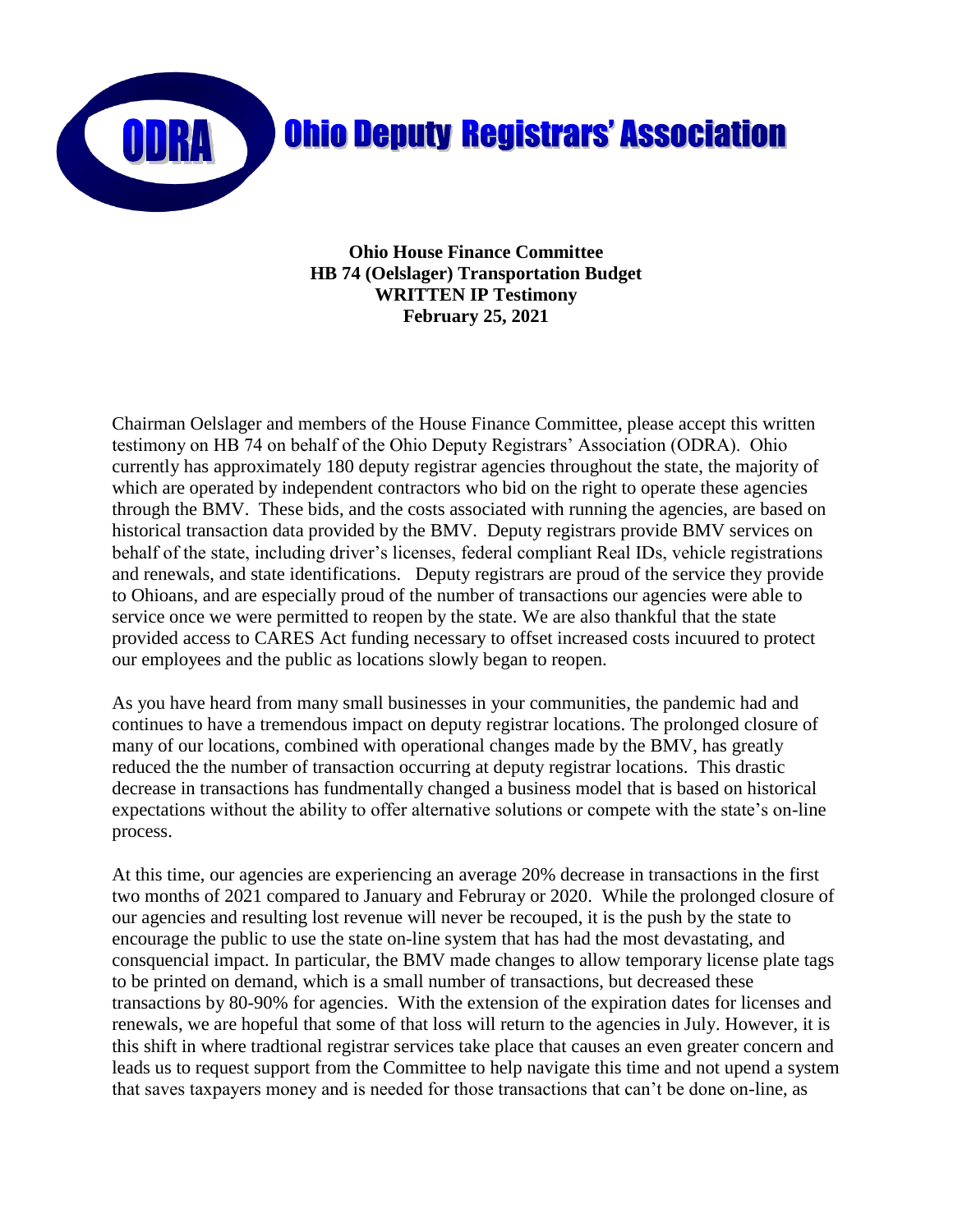# ODRA Ohio Deputy Registrars' Association

**Ohio House Finance Committee**
**HB 74 (Oelslager) Transportation Budget**
**WRITTEN IP Testimony**
**February 25, 2021**

Chairman Oelslager and members of the House Finance Committee, please accept this written testimony on HB 74 on behalf of the Ohio Deputy Registrars' Association (ODRA). Ohio currently has approximately 180 deputy registrar agencies throughout the state, the majority of which are operated by independent contractors who bid on the right to operate these agencies through the BMV. These bids, and the costs associated with running the agencies, are based on historical transaction data provided by the BMV. Deputy registrars provide BMV services on behalf of the state, including driver's licenses, federal compliant Real IDs, vehicle registrations and renewals, and state identifications. Deputy registrars are proud of the service they provide to Ohioans, and are especially proud of the number of transactions our agencies were able to service once we were permitted to reopen by the state. We are also thankful that the state provided access to CARES Act funding necessary to offset increased costs incuured to protect our employees and the public as locations slowly began to reopen.

As you have heard from many small businesses in your communities, the pandemic had and continues to have a tremendous impact on deputy registrar locations. The prolonged closure of many of our locations, combined with operational changes made by the BMV, has greatly reduced the the number of transaction occurring at deputy registrar locations. This drastic decrease in transactions has fundmentally changed a business model that is based on historical expectations without the ability to offer alternative solutions or compete with the state's on-line process.

At this time, our agencies are experiencing an average 20% decrease in transactions in the first two months of 2021 compared to January and Februray or 2020. While the prolonged closure of our agencies and resulting lost revenue will never be recouped, it is the push by the state to encourage the public to use the state on-line system that has had the most devastating, and consquencial impact. In particular, the BMV made changes to allow temporary license plate tags to be printed on demand, which is a small number of transactions, but decreased these transactions by 80-90% for agencies. With the extension of the expiration dates for licenses and renewals, we are hopeful that some of that loss will return to the agencies in July. However, it is this shift in where tradtional registrar services take place that causes an even greater concern and leads us to request support from the Committee to help navigate this time and not upend a system that saves taxpayers money and is needed for those transactions that can't be done on-line, as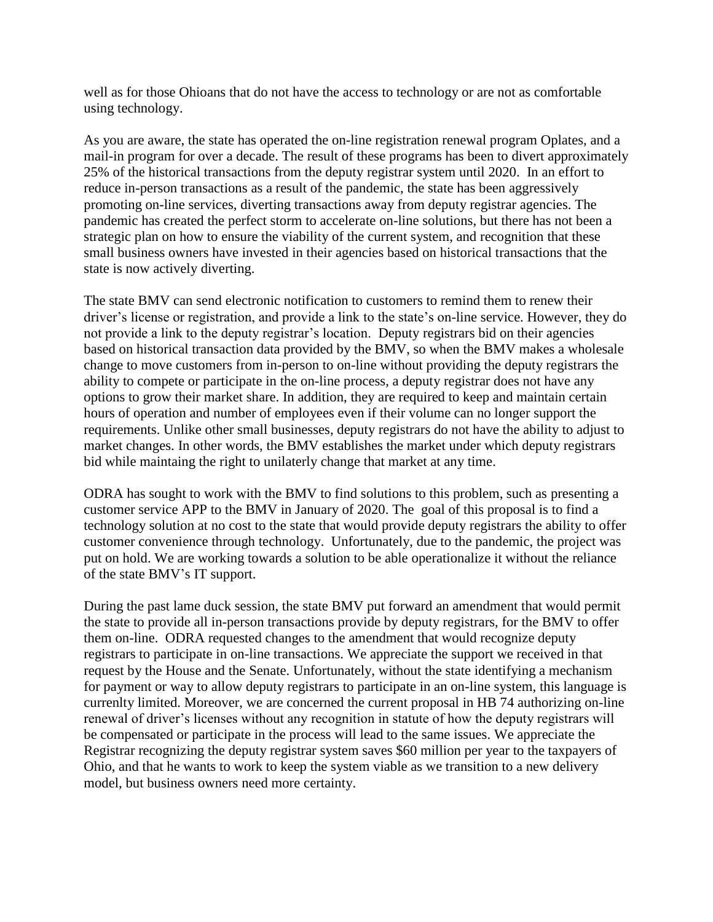well as for those Ohioans that do not have the access to technology or are not as comfortable using technology.

As you are aware, the state has operated the on-line registration renewal program Oplates, and a mail-in program for over a decade. The result of these programs has been to divert approximately 25% of the historical transactions from the deputy registrar system until 2020. In an effort to reduce in-person transactions as a result of the pandemic, the state has been aggressively promoting on-line services, diverting transactions away from deputy registrar agencies. The pandemic has created the perfect storm to accelerate on-line solutions, but there has not been a strategic plan on how to ensure the viability of the current system, and recognition that these small business owners have invested in their agencies based on historical transactions that the state is now actively diverting.

The state BMV can send electronic notification to customers to remind them to renew their driver's license or registration, and provide a link to the state's on-line service. However, they do not provide a link to the deputy registrar's location. Deputy registrars bid on their agencies based on historical transaction data provided by the BMV, so when the BMV makes a wholesale change to move customers from in-person to on-line without providing the deputy registrars the ability to compete or participate in the on-line process, a deputy registrar does not have any options to grow their market share. In addition, they are required to keep and maintain certain hours of operation and number of employees even if their volume can no longer support the requirements. Unlike other small businesses, deputy registrars do not have the ability to adjust to market changes. In other words, the BMV establishes the market under which deputy registrars bid while maintaing the right to unilaterly change that market at any time.

ODRA has sought to work with the BMV to find solutions to this problem, such as presenting a customer service APP to the BMV in January of 2020. The goal of this proposal is to find a technology solution at no cost to the state that would provide deputy registrars the ability to offer customer convenience through technology. Unfortunately, due to the pandemic, the project was put on hold. We are working towards a solution to be able operationalize it without the reliance of the state BMV's IT support.

During the past lame duck session, the state BMV put forward an amendment that would permit the state to provide all in-person transactions provide by deputy registrars, for the BMV to offer them on-line. ODRA requested changes to the amendment that would recognize deputy registrars to participate in on-line transactions. We appreciate the support we received in that request by the House and the Senate. Unfortunately, without the state identifying a mechanism for payment or way to allow deputy registrars to participate in an on-line system, this language is currenlty limited. Moreover, we are concerned the current proposal in HB 74 authorizing on-line renewal of driver's licenses without any recognition in statute of how the deputy registrars will be compensated or participate in the process will lead to the same issues. We appreciate the Registrar recognizing the deputy registrar system saves $60 million per year to the taxpayers of Ohio, and that he wants to work to keep the system viable as we transition to a new delivery model, but business owners need more certainty.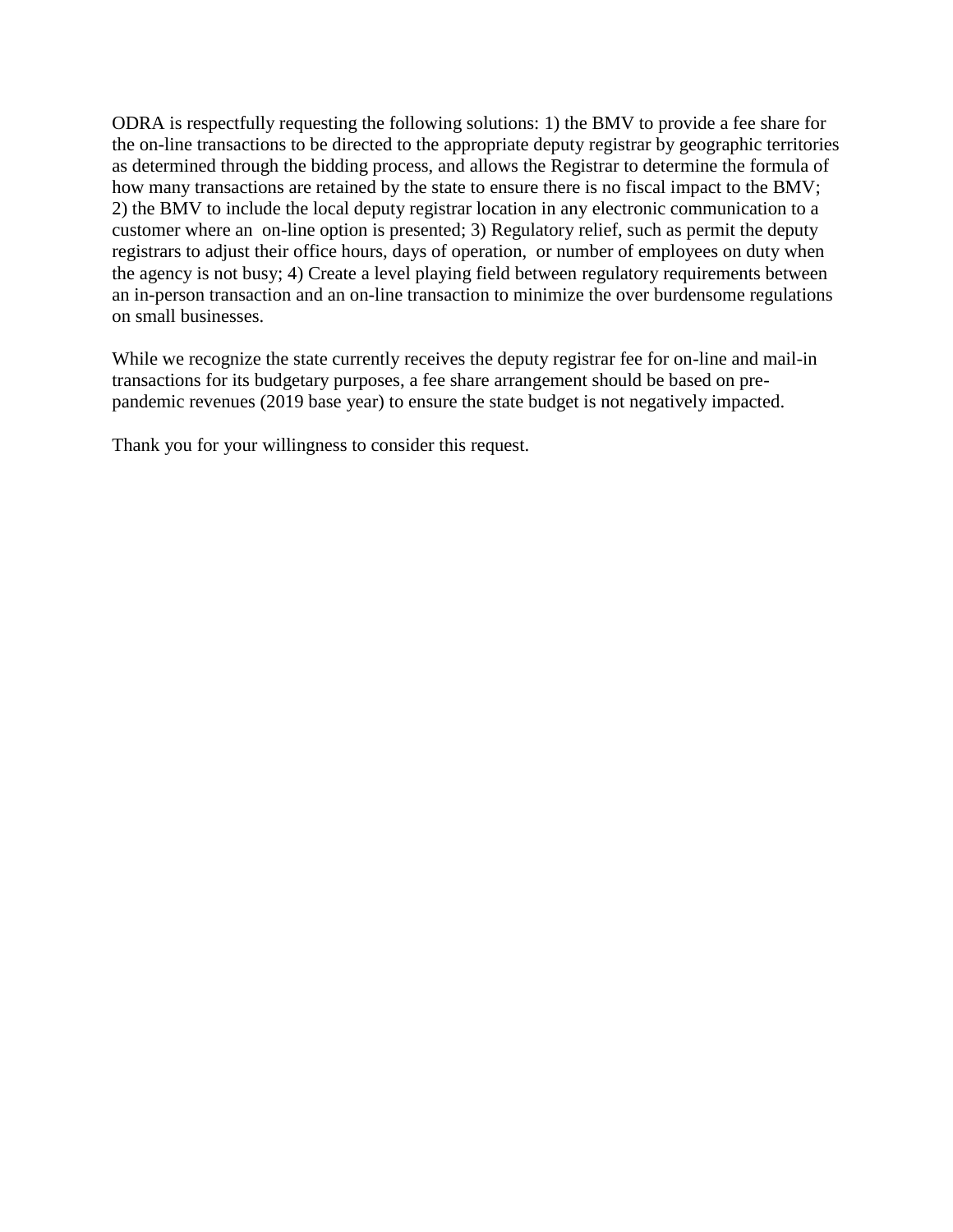ODRA is respectfully requesting the following solutions: 1) the BMV to provide a fee share for the on-line transactions to be directed to the appropriate deputy registrar by geographic territories as determined through the bidding process, and allows the Registrar to determine the formula of how many transactions are retained by the state to ensure there is no fiscal impact to the BMV; 2) the BMV to include the local deputy registrar location in any electronic communication to a customer where an on-line option is presented; 3) Regulatory relief, such as permit the deputy registrars to adjust their office hours, days of operation, or number of employees on duty when the agency is not busy; 4) Create a level playing field between regulatory requirements between an in-person transaction and an on-line transaction to minimize the over burdensome regulations on small businesses.

While we recognize the state currently receives the deputy registrar fee for on-line and mail-in transactions for its budgetary purposes, a fee share arrangement should be based on pre-pandemic revenues (2019 base year) to ensure the state budget is not negatively impacted.

Thank you for your willingness to consider this request.